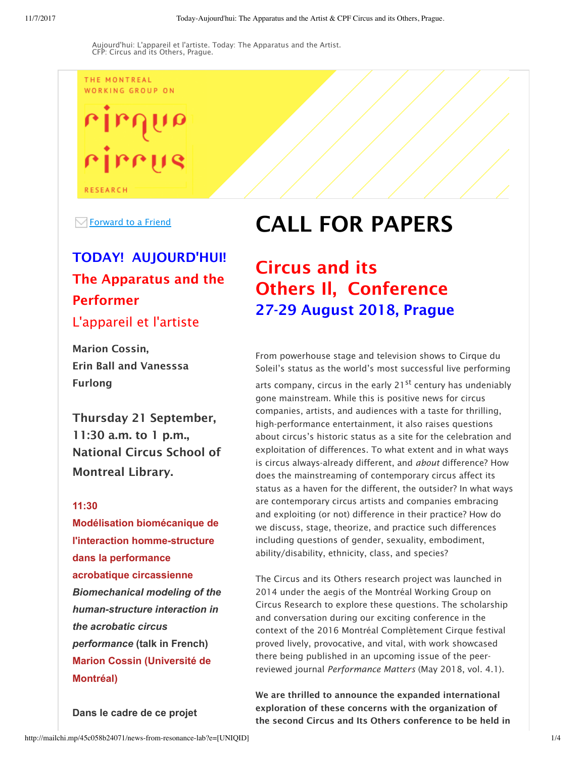Aujourd'hui: L'appareil et l'artiste. Today: The Apparatus and the Artist.
CFP: Circus and its Others, Prague.

THE MONTREAL WORKING GROUP ON

cirque circus

RESEARCH

Forward to a Friend

# CALL FOR PAPERS

## Circus and its Others II, Conference

### 27-29 August 2018, Prague

From powerhouse stage and television shows to Cirque du Soleil's status as the world's most successful live performing arts company, circus in the early 21st century has undeniably gone mainstream. While this is positive news for circus companies, artists, and audiences with a taste for thrilling, high-performance entertainment, it also raises questions about circus's historic status as a site for the celebration and exploitation of differences. To what extent and in what ways is circus always-already different, and *about* difference? How does the mainstreaming of contemporary circus affect its status as a haven for the different, the outsider? In what ways are contemporary circus artists and companies embracing and exploiting (or not) difference in their practice? How do we discuss, stage, theorize, and practice such differences including questions of gender, sexuality, embodiment, ability/disability, ethnicity, class, and species?

The Circus and its Others research project was launched in 2014 under the aegis of the Montréal Working Group on Circus Research to explore these questions. The scholarship and conversation during our exciting conference in the context of the 2016 Montréal Complètement Cirque festival proved lively, provocative, and vital, with work showcased there being published in an upcoming issue of the peer-reviewed journal *Performance Matters* (May 2018, vol. 4.1).

**We are thrilled to announce the expanded international exploration of these concerns with the organization of the second Circus and Its Others conference to be held in**

## TODAY! AUJOURD'HUI!

## The Apparatus and the Performer

## L'appareil et l'artiste

**Marion Cossin,**
**Erin Ball and Vanesssa Furlong**

**Thursday 21 September, 11:30 a.m. to 1 p.m., National Circus School of Montreal Library.**

**11:30**

**Modélisation biomécanique de l'interaction homme-structure dans la performance acrobatique circassienne**
***Biomechanical modeling of the human-structure interaction in the acrobatic circus performance*** **(talk in French)**
**Marion Cossin (Université de Montréal)**

**Dans le cadre de ce projet**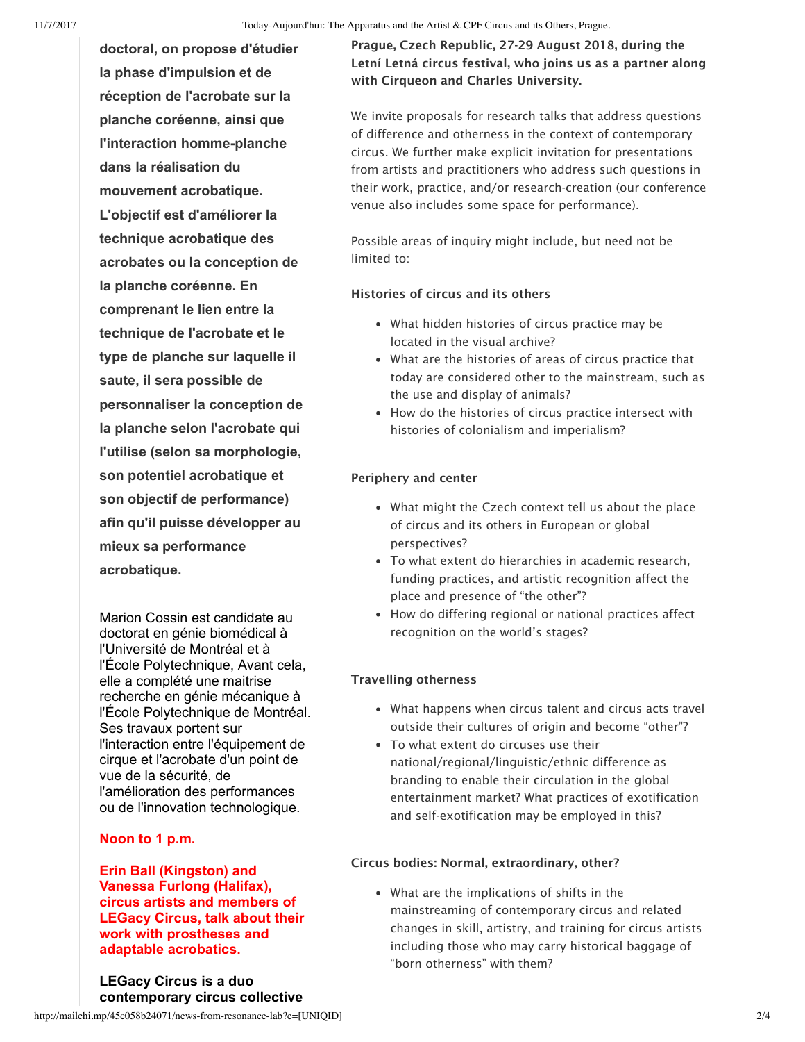**doctoral, on propose d'étudier la phase d'impulsion et de réception de l'acrobate sur la planche coréenne, ainsi que l'interaction homme-planche dans la réalisation du mouvement acrobatique. L'objectif est d'améliorer la technique acrobatique des acrobates ou la conception de la planche coréenne. En comprenant le lien entre la technique de l'acrobate et le type de planche sur laquelle il saute, il sera possible de personnaliser la conception de la planche selon l'acrobate qui l'utilise (selon sa morphologie, son potentiel acrobatique et son objectif de performance) afin qu'il puisse développer au mieux sa performance acrobatique.**

Marion Cossin est candidate au doctorat en génie biomédical à l'Université de Montréal et à l'École Polytechnique, Avant cela, elle a complété une maitrise recherche en génie mécanique à l'École Polytechnique de Montréal. Ses travaux portent sur l'interaction entre l'équipement de cirque et l'acrobate d'un point de vue de la sécurité, de l'amélioration des performances ou de l'innovation technologique.

**Noon to 1 p.m.**

**Erin Ball (Kingston) and Vanessa Furlong (Halifax), circus artists and members of LEGacy Circus, talk about their work with prostheses and adaptable acrobatics.**

**LEGacy Circus is a duo contemporary circus collective**

**Prague, Czech Republic, 27-29 August 2018, during the Letní Letná circus festival, who joins us as a partner along with Cirqueon and Charles University.**

We invite proposals for research talks that address questions of difference and otherness in the context of contemporary circus. We further make explicit invitation for presentations from artists and practitioners who address such questions in their work, practice, and/or research-creation (our conference venue also includes some space for performance).

Possible areas of inquiry might include, but need not be limited to:

**Histories of circus and its others**

- What hidden histories of circus practice may be located in the visual archive?
- What are the histories of areas of circus practice that today are considered other to the mainstream, such as the use and display of animals?
- How do the histories of circus practice intersect with histories of colonialism and imperialism?

**Periphery and center**

- What might the Czech context tell us about the place of circus and its others in European or global perspectives?
- To what extent do hierarchies in academic research, funding practices, and artistic recognition affect the place and presence of "the other"?
- How do differing regional or national practices affect recognition on the world's stages?

**Travelling otherness**

- What happens when circus talent and circus acts travel outside their cultures of origin and become "other"?
- To what extent do circuses use their national/regional/linguistic/ethnic difference as branding to enable their circulation in the global entertainment market? What practices of exotification and self-exotification may be employed in this?

**Circus bodies: Normal, extraordinary, other?**

- What are the implications of shifts in the mainstreaming of contemporary circus and related changes in skill, artistry, and training for circus artists including those who may carry historical baggage of "born otherness" with them?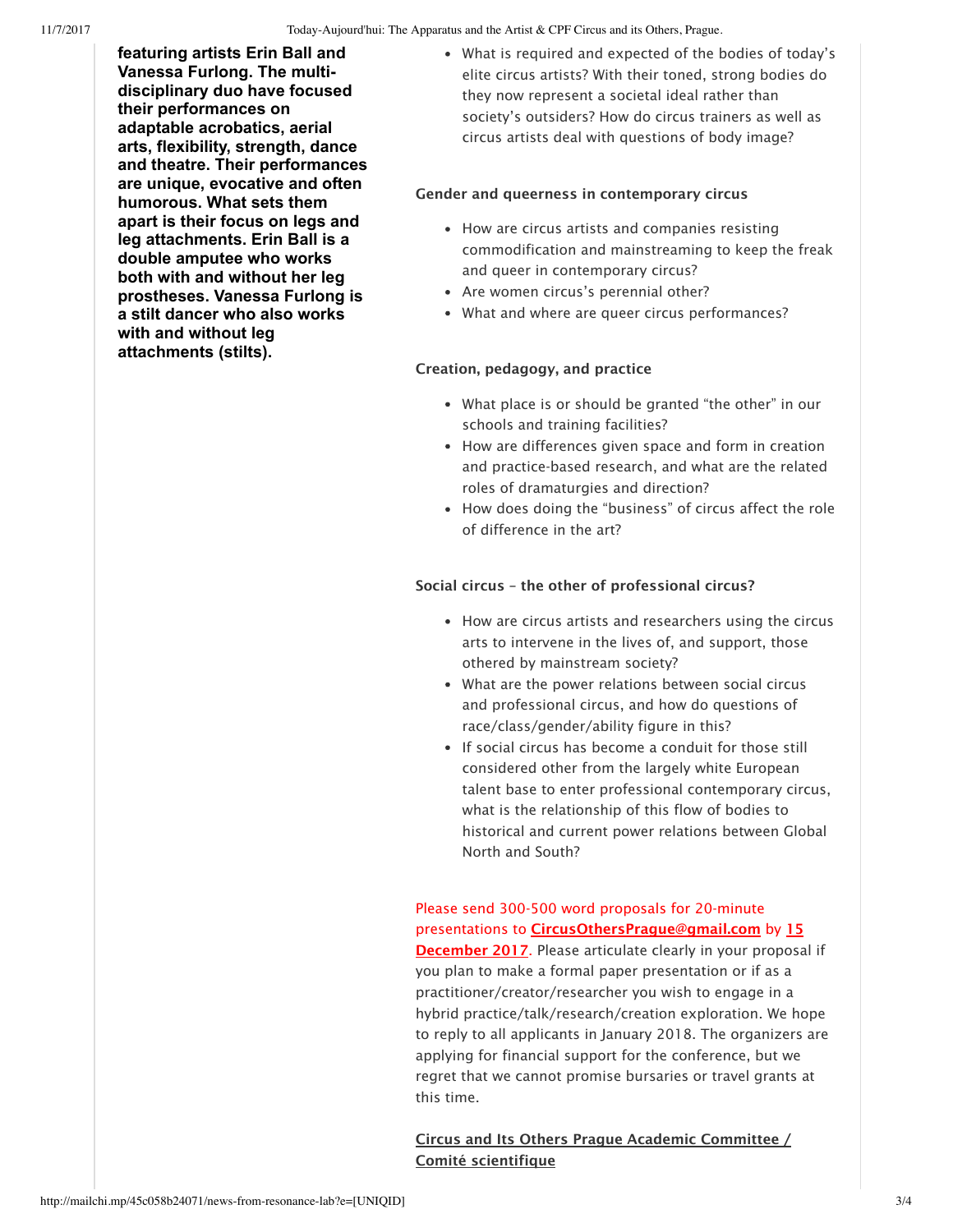**featuring artists Erin Ball and Vanessa Furlong. The multi-disciplinary duo have focused their performances on adaptable acrobatics, aerial arts, flexibility, strength, dance and theatre. Their performances are unique, evocative and often humorous. What sets them apart is their focus on legs and leg attachments. Erin Ball is a double amputee who works both with and without her leg prostheses. Vanessa Furlong is a stilt dancer who also works with and without leg attachments (stilts).**

- What is required and expected of the bodies of today's elite circus artists? With their toned, strong bodies do they now represent a societal ideal rather than society's outsiders? How do circus trainers as well as circus artists deal with questions of body image?

**Gender and queerness in contemporary circus**

- How are circus artists and companies resisting commodification and mainstreaming to keep the freak and queer in contemporary circus?
- Are women circus's perennial other?
- What and where are queer circus performances?

**Creation, pedagogy, and practice**

- What place is or should be granted "the other" in our schools and training facilities?
- How are differences given space and form in creation and practice-based research, and what are the related roles of dramaturgies and direction?
- How does doing the "business" of circus affect the role of difference in the art?

**Social circus – the other of professional circus?**

- How are circus artists and researchers using the circus arts to intervene in the lives of, and support, those othered by mainstream society?
- What are the power relations between social circus and professional circus, and how do questions of race/class/gender/ability figure in this?
- If social circus has become a conduit for those still considered other from the largely white European talent base to enter professional contemporary circus, what is the relationship of this flow of bodies to historical and current power relations between Global North and South?

Please send 300-500 word proposals for 20-minute presentations to **CircusOthersPrague@gmail.com** by **15 December 2017**. Please articulate clearly in your proposal if you plan to make a formal paper presentation or if as a practitioner/creator/researcher you wish to engage in a hybrid practice/talk/research/creation exploration. We hope to reply to all applicants in January 2018. The organizers are applying for financial support for the conference, but we regret that we cannot promise bursaries or travel grants at this time.

**Circus and Its Others Prague Academic Committee / Comité scientifique**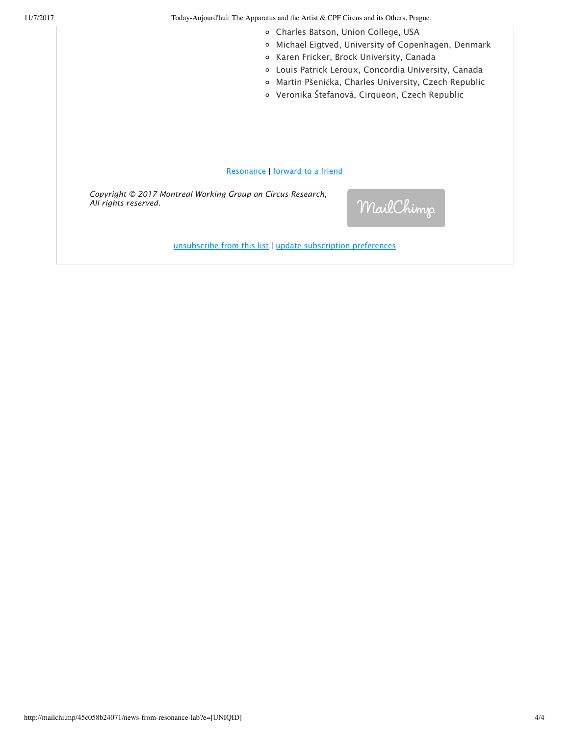- Charles Batson, Union College, USA
- Michael Eigtved, University of Copenhagen, Denmark
- Karen Fricker, Brock University, Canada
- Louis Patrick Leroux, Concordia University, Canada
- Martin Pšenička, Charles University, Czech Republic
- Veronika Štefanová, Cirqueon, Czech Republic

Resonance | forward to a friend

*Copyright © 2017 Montreal Working Group on Circus Research, All rights reserved.*

MailChimp

unsubscribe from this list | update subscription preferences